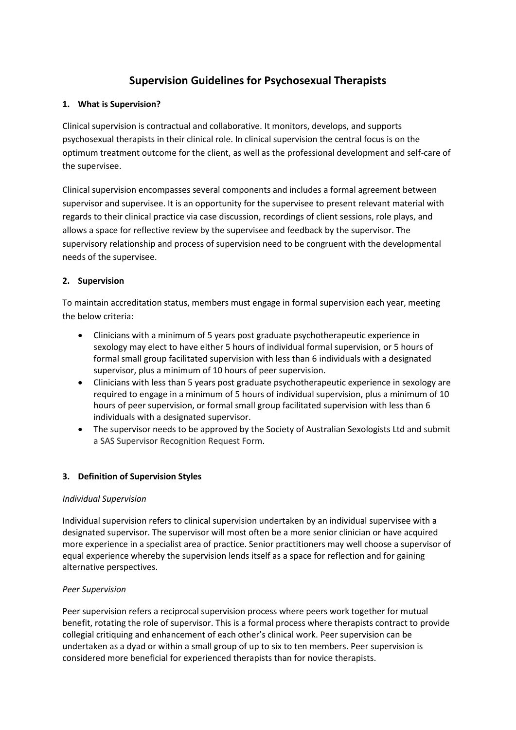# Supervision Guidelines for Psychosexual Therapists

## 1. What is Supervision?

Clinical supervision is contractual and collaborative. It monitors, develops, and supports psychosexual therapists in their clinical role. In clinical supervision the central focus is on the optimum treatment outcome for the client, as well as the professional development and self-care of the supervisee.

Clinical supervision encompasses several components and includes a formal agreement between supervisor and supervisee. It is an opportunity for the supervisee to present relevant material with regards to their clinical practice via case discussion, recordings of client sessions, role plays, and allows a space for reflective review by the supervisee and feedback by the supervisor. The supervisory relationship and process of supervision need to be congruent with the developmental needs of the supervisee.

## 2. Supervision

To maintain accreditation status, members must engage in formal supervision each year, meeting the below criteria:

- Clinicians with a minimum of 5 years post graduate psychotherapeutic experience in sexology may elect to have either 5 hours of individual formal supervision, or 5 hours of formal small group facilitated supervision with less than 6 individuals with a designated supervisor, plus a minimum of 10 hours of peer supervision.
- Clinicians with less than 5 years post graduate psychotherapeutic experience in sexology are required to engage in a minimum of 5 hours of individual supervision, plus a minimum of 10 hours of peer supervision, or formal small group facilitated supervision with less than 6 individuals with a designated supervisor.
- The supervisor needs to be approved by the Society of Australian Sexologists Ltd and submit a SAS Supervisor Recognition Request Form.

## 3. Definition of Supervision Styles

*Individual Supervision*

Individual supervision refers to clinical supervision undertaken by an individual supervisee with a designated supervisor. The supervisor will most often be a more senior clinician or have acquired more experience in a specialist area of practice. Senior practitioners may well choose a supervisor of equal experience whereby the supervision lends itself as a space for reflection and for gaining alternative perspectives.

*Peer Supervision*

Peer supervision refers a reciprocal supervision process where peers work together for mutual benefit, rotating the role of supervisor. This is a formal process where therapists contract to provide collegial critiquing and enhancement of each other's clinical work. Peer supervision can be undertaken as a dyad or within a small group of up to six to ten members. Peer supervision is considered more beneficial for experienced therapists than for novice therapists.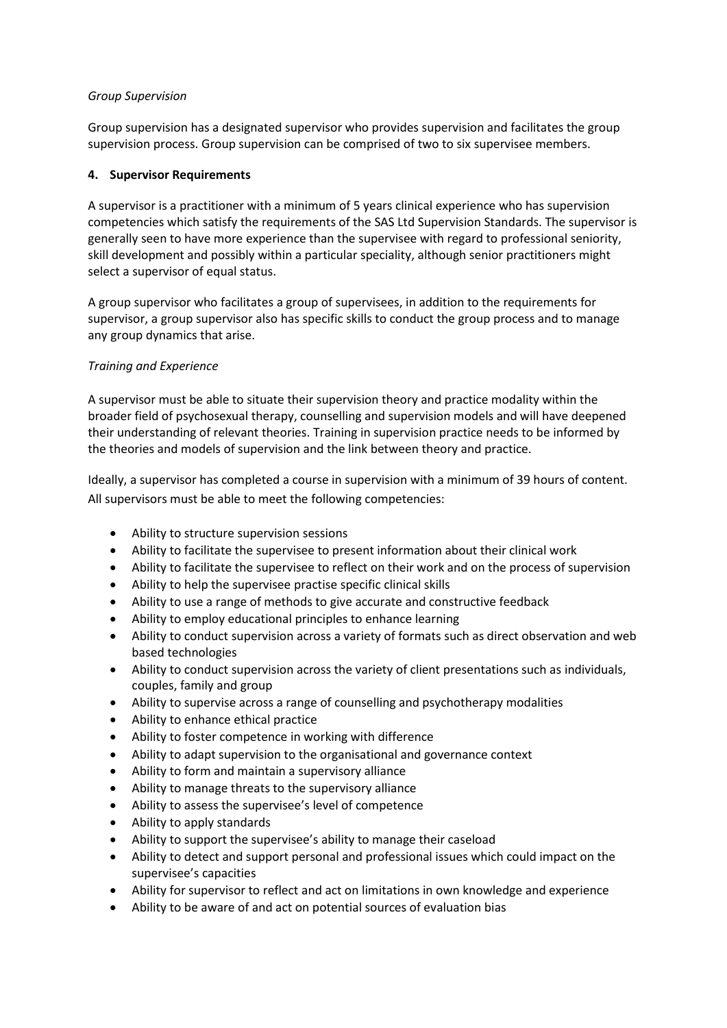*Group Supervision*

Group supervision has a designated supervisor who provides supervision and facilitates the group supervision process. Group supervision can be comprised of two to six supervisee members.

## 4. Supervisor Requirements

A supervisor is a practitioner with a minimum of 5 years clinical experience who has supervision competencies which satisfy the requirements of the SAS Ltd Supervision Standards. The supervisor is generally seen to have more experience than the supervisee with regard to professional seniority, skill development and possibly within a particular speciality, although senior practitioners might select a supervisor of equal status.

A group supervisor who facilitates a group of supervisees, in addition to the requirements for supervisor, a group supervisor also has specific skills to conduct the group process and to manage any group dynamics that arise.

*Training and Experience*

A supervisor must be able to situate their supervision theory and practice modality within the broader field of psychosexual therapy, counselling and supervision models and will have deepened their understanding of relevant theories. Training in supervision practice needs to be informed by the theories and models of supervision and the link between theory and practice.

Ideally, a supervisor has completed a course in supervision with a minimum of 39 hours of content. All supervisors must be able to meet the following competencies:

- Ability to structure supervision sessions
- Ability to facilitate the supervisee to present information about their clinical work
- Ability to facilitate the supervisee to reflect on their work and on the process of supervision
- Ability to help the supervisee practise specific clinical skills
- Ability to use a range of methods to give accurate and constructive feedback
- Ability to employ educational principles to enhance learning
- Ability to conduct supervision across a variety of formats such as direct observation and web based technologies
- Ability to conduct supervision across the variety of client presentations such as individuals, couples, family and group
- Ability to supervise across a range of counselling and psychotherapy modalities
- Ability to enhance ethical practice
- Ability to foster competence in working with difference
- Ability to adapt supervision to the organisational and governance context
- Ability to form and maintain a supervisory alliance
- Ability to manage threats to the supervisory alliance
- Ability to assess the supervisee's level of competence
- Ability to apply standards
- Ability to support the supervisee's ability to manage their caseload
- Ability to detect and support personal and professional issues which could impact on the supervisee's capacities
- Ability for supervisor to reflect and act on limitations in own knowledge and experience
- Ability to be aware of and act on potential sources of evaluation bias